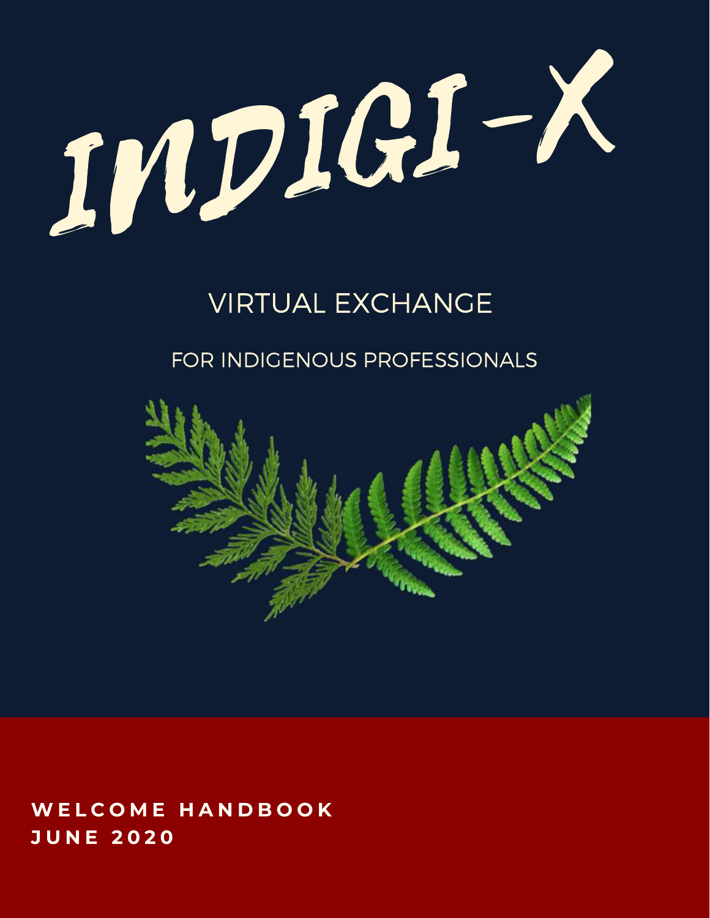# INDIGI-X

## VIRTUAL EXCHANGE

### FOR INDIGENOUS PROFESSIONALS

**WELCOME HANDBOOK**
**JUNE 2020**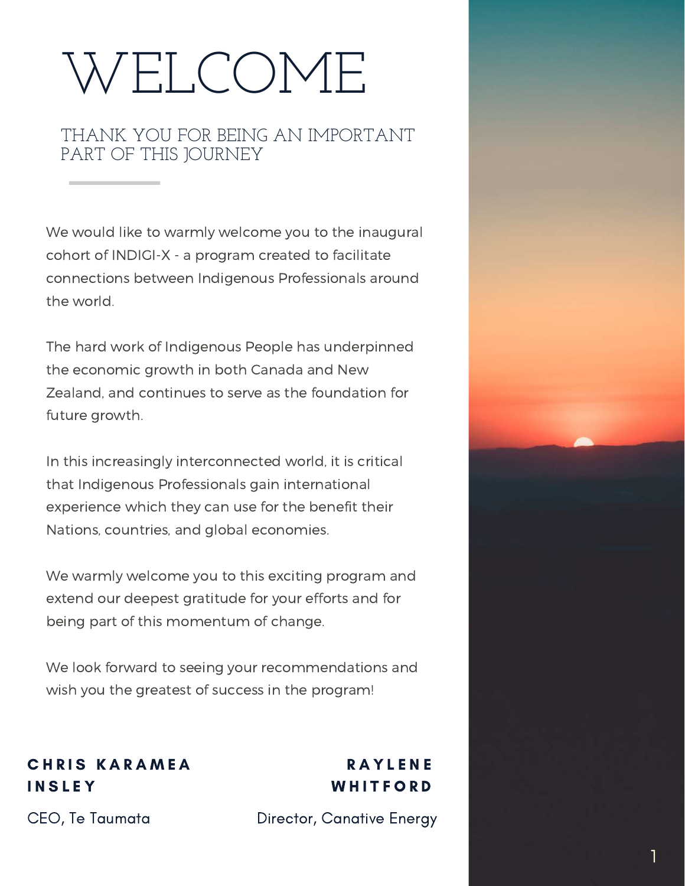# WELCOME

## THANK YOU FOR BEING AN IMPORTANT PART OF THIS JOURNEY

We would like to warmly welcome you to the inaugural cohort of INDIGI-X - a program created to facilitate connections between Indigenous Professionals around the world.

The hard work of Indigenous People has underpinned the economic growth in both Canada and New Zealand, and continues to serve as the foundation for future growth.

In this increasingly interconnected world, it is critical that Indigenous Professionals gain international experience which they can use for the benefit their Nations, countries, and global economies.

We warmly welcome you to this exciting program and extend our deepest gratitude for your efforts and for being part of this momentum of change.

We look forward to seeing your recommendations and wish you the greatest of success in the program!

**CHRIS KARAMEA INSLEY**

CEO, Te Taumata

**RAYLENE WHITFORD**

Director, Canative Energy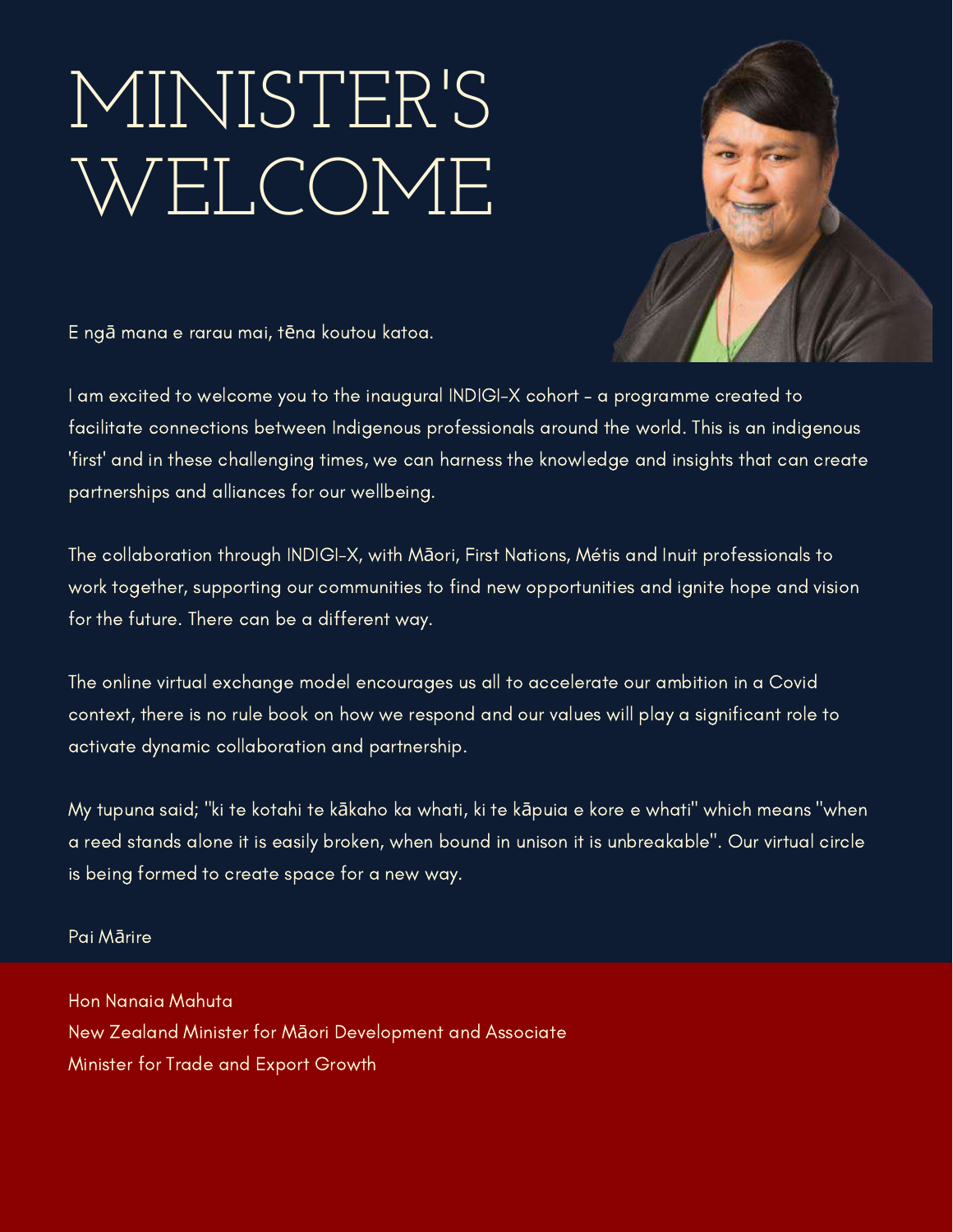# MINISTER'S WELCOME

E ngā mana e rarau mai, tēna koutou katoa.

I am excited to welcome you to the inaugural INDIGI-X cohort - a programme created to facilitate connections between Indigenous professionals around the world. This is an indigenous 'first' and in these challenging times, we can harness the knowledge and insights that can create partnerships and alliances for our wellbeing.

The collaboration through INDIGI-X, with Māori, First Nations, Métis and Inuit professionals to work together, supporting our communities to find new opportunities and ignite hope and vision for the future. There can be a different way.

The online virtual exchange model encourages us all to accelerate our ambition in a Covid context, there is no rule book on how we respond and our values will play a significant role to activate dynamic collaboration and partnership.

My tupuna said; "ki te kotahi te kākaho ka whati, ki te kāpuia e kore e whati" which means "when a reed stands alone it is easily broken, when bound in unison it is unbreakable". Our virtual circle is being formed to create space for a new way.

Pai Mārire

Hon Nanaia Mahuta
New Zealand Minister for Māori Development and Associate Minister for Trade and Export Growth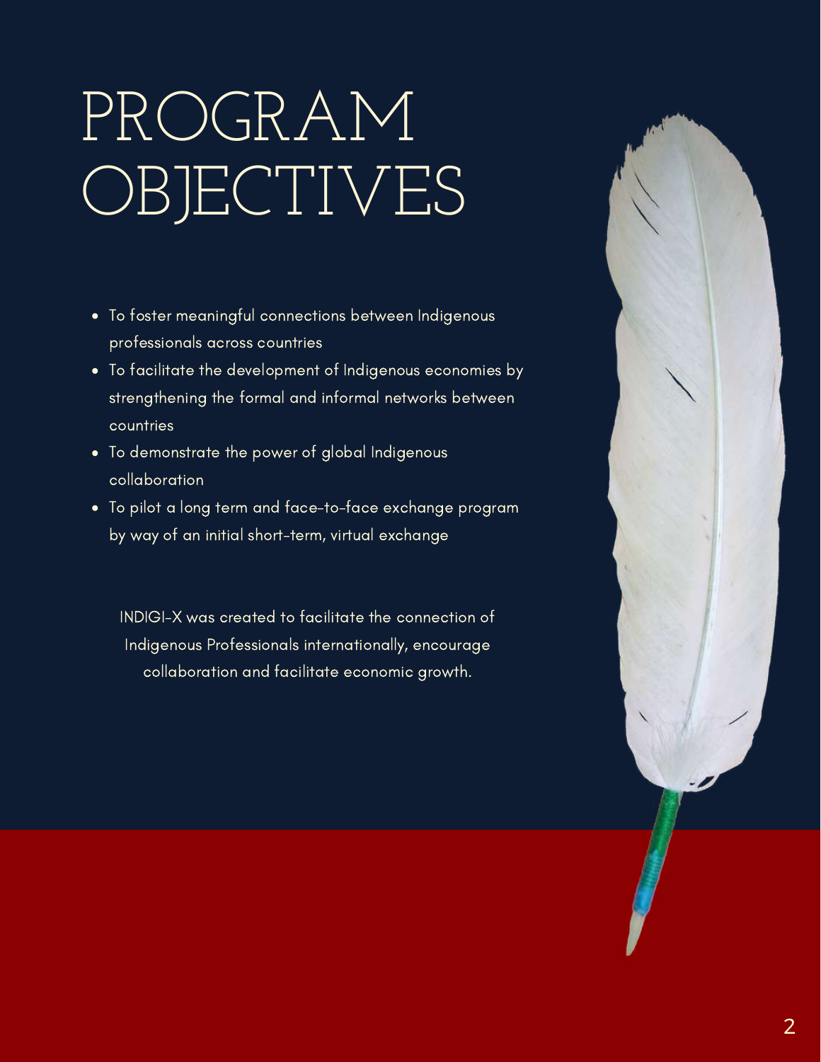# PROGRAM OBJECTIVES

- To foster meaningful connections between Indigenous professionals across countries
- To facilitate the development of Indigenous economies by strengthening the formal and informal networks between countries
- To demonstrate the power of global Indigenous collaboration
- To pilot a long term and face-to-face exchange program by way of an initial short-term, virtual exchange

INDIGI-X was created to facilitate the connection of Indigenous Professionals internationally, encourage collaboration and facilitate economic growth.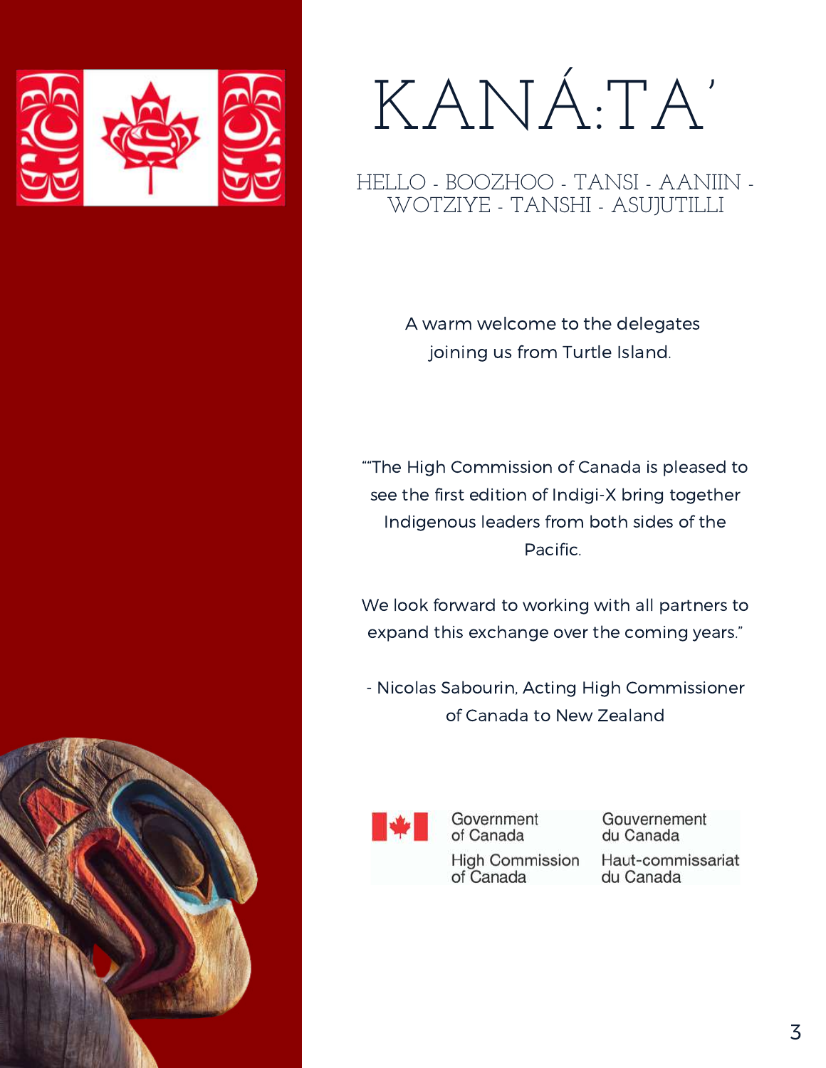# KANÁ:TA'

HELLO - BOOZHOO - TANSI - AANIIN - WOTZIYE - TANSHI - ASUJUTILLI

A warm welcome to the delegates joining us from Turtle Island.

""The High Commission of Canada is pleased to see the first edition of Indigi-X bring together Indigenous leaders from both sides of the Pacific.

We look forward to working with all partners to expand this exchange over the coming years."

- Nicolas Sabourin, Acting High Commissioner of Canada to New Zealand

Government of Canada | Gouvernement du Canada
High Commission of Canada | Haut-commissariat du Canada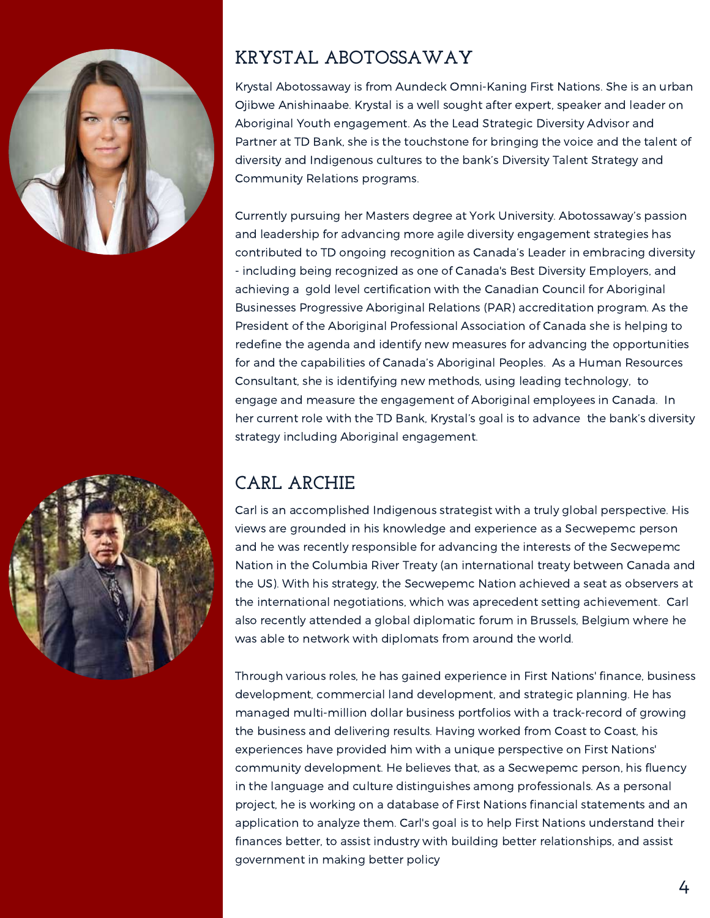## KRYSTAL ABOTOSSAWAY

Krystal Abotossaway is from Aundeck Omni-Kaning First Nations. She is an urban Ojibwe Anishinaabe. Krystal is a well sought after expert, speaker and leader on Aboriginal Youth engagement. As the Lead Strategic Diversity Advisor and Partner at TD Bank, she is the touchstone for bringing the voice and the talent of diversity and Indigenous cultures to the bank's Diversity Talent Strategy and Community Relations programs.

Currently pursuing her Masters degree at York University. Abotossaway's passion and leadership for advancing more agile diversity engagement strategies has contributed to TD ongoing recognition as Canada's Leader in embracing diversity - including being recognized as one of Canada's Best Diversity Employers, and achieving a gold level certification with the Canadian Council for Aboriginal Businesses Progressive Aboriginal Relations (PAR) accreditation program. As the President of the Aboriginal Professional Association of Canada she is helping to redefine the agenda and identify new measures for advancing the opportunities for and the capabilities of Canada's Aboriginal Peoples. As a Human Resources Consultant, she is identifying new methods, using leading technology, to engage and measure the engagement of Aboriginal employees in Canada. In her current role with the TD Bank, Krystal's goal is to advance the bank's diversity strategy including Aboriginal engagement.

## CARL ARCHIE

Carl is an accomplished Indigenous strategist with a truly global perspective. His views are grounded in his knowledge and experience as a Secwepemc person and he was recently responsible for advancing the interests of the Secwepemc Nation in the Columbia River Treaty (an international treaty between Canada and the US). With his strategy, the Secwepemc Nation achieved a seat as observers at the international negotiations, which was aprecedent setting achievement. Carl also recently attended a global diplomatic forum in Brussels, Belgium where he was able to network with diplomats from around the world.

Through various roles, he has gained experience in First Nations' finance, business development, commercial land development, and strategic planning. He has managed multi-million dollar business portfolios with a track-record of growing the business and delivering results. Having worked from Coast to Coast, his experiences have provided him with a unique perspective on First Nations' community development. He believes that, as a Secwepemc person, his fluency in the language and culture distinguishes among professionals. As a personal project, he is working on a database of First Nations financial statements and an application to analyze them. Carl's goal is to help First Nations understand their finances better, to assist industry with building better relationships, and assist government in making better policy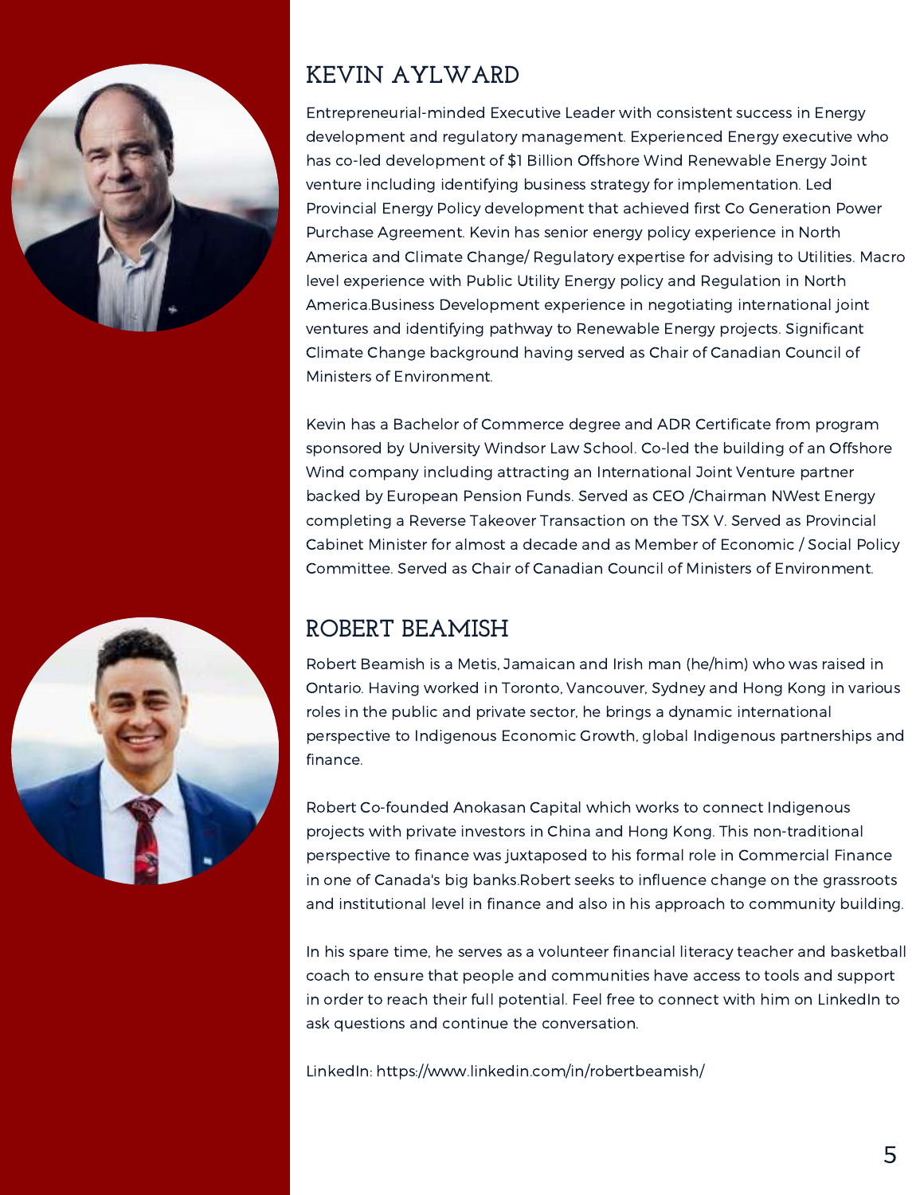## KEVIN AYLWARD

Entrepreneurial-minded Executive Leader with consistent success in Energy development and regulatory management. Experienced Energy executive who has co-led development of $1 Billion Offshore Wind Renewable Energy Joint venture including identifying business strategy for implementation. Led Provincial Energy Policy development that achieved first Co Generation Power Purchase Agreement. Kevin has senior energy policy experience in North America and Climate Change/ Regulatory expertise for advising to Utilities. Macro level experience with Public Utility Energy policy and Regulation in North America.Business Development experience in negotiating international joint ventures and identifying pathway to Renewable Energy projects. Significant Climate Change background having served as Chair of Canadian Council of Ministers of Environment.

Kevin has a Bachelor of Commerce degree and ADR Certificate from program sponsored by University Windsor Law School. Co-led the building of an Offshore Wind company including attracting an International Joint Venture partner backed by European Pension Funds. Served as CEO /Chairman NWest Energy completing a Reverse Takeover Transaction on the TSX V. Served as Provincial Cabinet Minister for almost a decade and as Member of Economic / Social Policy Committee. Served as Chair of Canadian Council of Ministers of Environment.

## ROBERT BEAMISH

Robert Beamish is a Metis, Jamaican and Irish man (he/him) who was raised in Ontario. Having worked in Toronto, Vancouver, Sydney and Hong Kong in various roles in the public and private sector, he brings a dynamic international perspective to Indigenous Economic Growth, global Indigenous partnerships and finance.

Robert Co-founded Anokasan Capital which works to connect Indigenous projects with private investors in China and Hong Kong. This non-traditional perspective to finance was juxtaposed to his formal role in Commercial Finance in one of Canada's big banks.Robert seeks to influence change on the grassroots and institutional level in finance and also in his approach to community building.

In his spare time, he serves as a volunteer financial literacy teacher and basketball coach to ensure that people and communities have access to tools and support in order to reach their full potential. Feel free to connect with him on LinkedIn to ask questions and continue the conversation.

LinkedIn: https://www.linkedin.com/in/robertbeamish/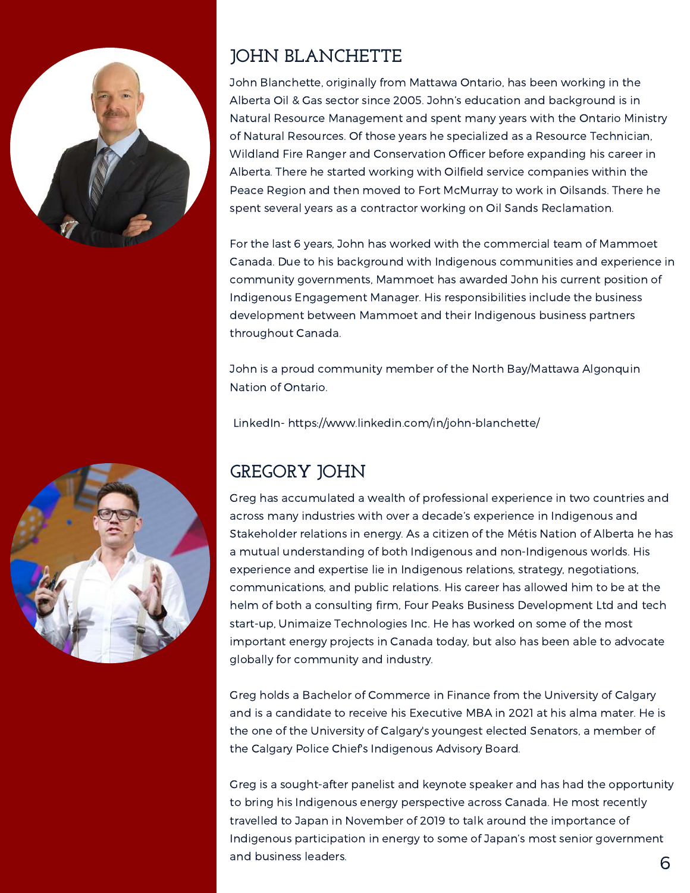## JOHN BLANCHETTE

John Blanchette, originally from Mattawa Ontario, has been working in the Alberta Oil & Gas sector since 2005. John's education and background is in Natural Resource Management and spent many years with the Ontario Ministry of Natural Resources. Of those years he specialized as a Resource Technician, Wildland Fire Ranger and Conservation Officer before expanding his career in Alberta. There he started working with Oilfield service companies within the Peace Region and then moved to Fort McMurray to work in Oilsands. There he spent several years as a contractor working on Oil Sands Reclamation.

For the last 6 years, John has worked with the commercial team of Mammoet Canada. Due to his background with Indigenous communities and experience in community governments, Mammoet has awarded John his current position of Indigenous Engagement Manager. His responsibilities include the business development between Mammoet and their Indigenous business partners throughout Canada.

John is a proud community member of the North Bay/Mattawa Algonquin Nation of Ontario.

LinkedIn- https://www.linkedin.com/in/john-blanchette/

## GREGORY JOHN

Greg has accumulated a wealth of professional experience in two countries and across many industries with over a decade's experience in Indigenous and Stakeholder relations in energy. As a citizen of the Métis Nation of Alberta he has a mutual understanding of both Indigenous and non-Indigenous worlds. His experience and expertise lie in Indigenous relations, strategy, negotiations, communications, and public relations. His career has allowed him to be at the helm of both a consulting firm, Four Peaks Business Development Ltd and tech start-up, Unimaize Technologies Inc. He has worked on some of the most important energy projects in Canada today, but also has been able to advocate globally for community and industry.

Greg holds a Bachelor of Commerce in Finance from the University of Calgary and is a candidate to receive his Executive MBA in 2021 at his alma mater. He is the one of the University of Calgary's youngest elected Senators, a member of the Calgary Police Chief's Indigenous Advisory Board.

Greg is a sought-after panelist and keynote speaker and has had the opportunity to bring his Indigenous energy perspective across Canada. He most recently travelled to Japan in November of 2019 to talk around the importance of Indigenous participation in energy to some of Japan's most senior government and business leaders.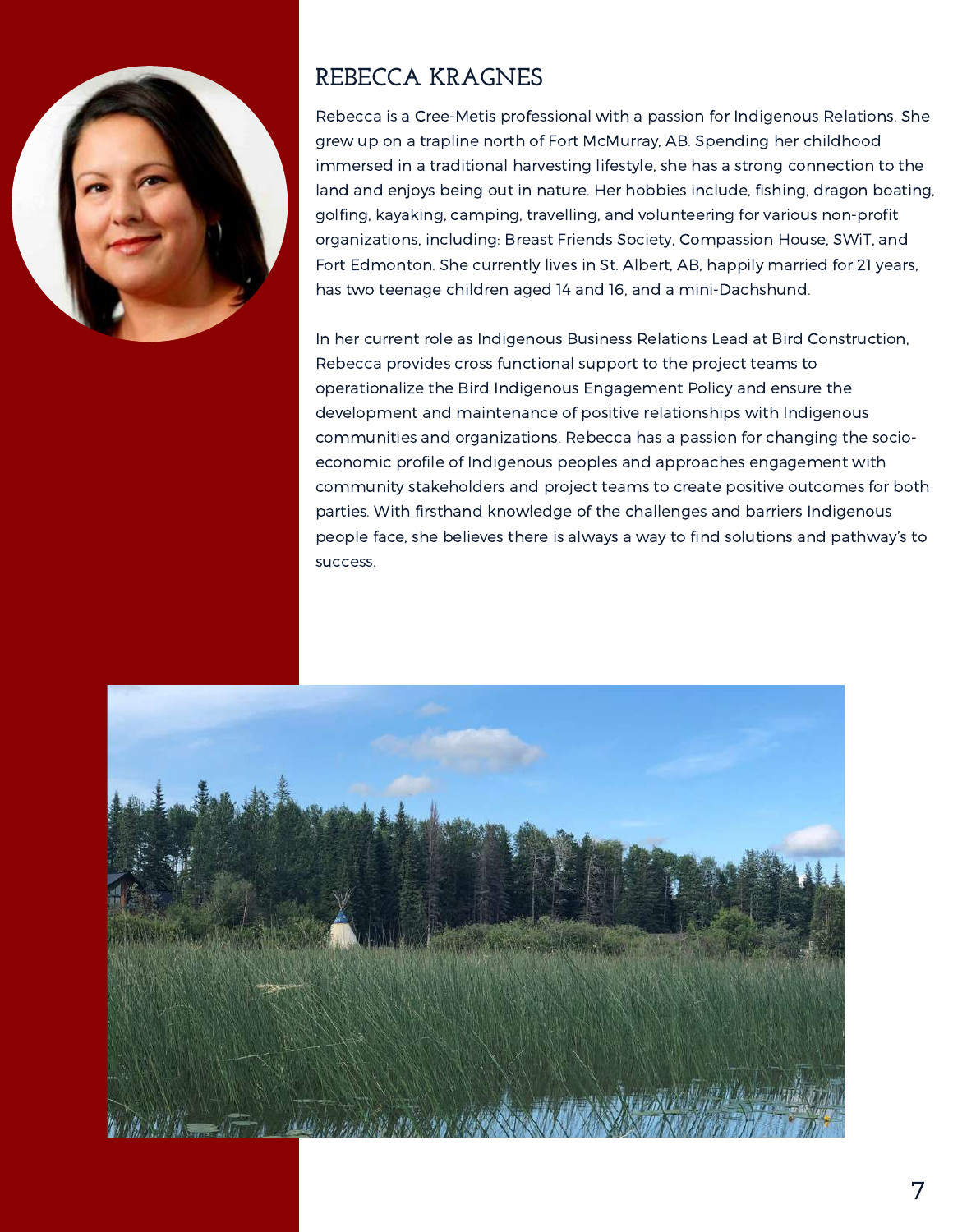## REBECCA KRAGNES

Rebecca is a Cree-Metis professional with a passion for Indigenous Relations. She grew up on a trapline north of Fort McMurray, AB. Spending her childhood immersed in a traditional harvesting lifestyle, she has a strong connection to the land and enjoys being out in nature. Her hobbies include, fishing, dragon boating, golfing, kayaking, camping, travelling, and volunteering for various non-profit organizations, including: Breast Friends Society, Compassion House, SWiT, and Fort Edmonton. She currently lives in St. Albert, AB, happily married for 21 years, has two teenage children aged 14 and 16, and a mini-Dachshund.

In her current role as Indigenous Business Relations Lead at Bird Construction, Rebecca provides cross functional support to the project teams to operationalize the Bird Indigenous Engagement Policy and ensure the development and maintenance of positive relationships with Indigenous communities and organizations. Rebecca has a passion for changing the socio-economic profile of Indigenous peoples and approaches engagement with community stakeholders and project teams to create positive outcomes for both parties. With firsthand knowledge of the challenges and barriers Indigenous people face, she believes there is always a way to find solutions and pathway's to success.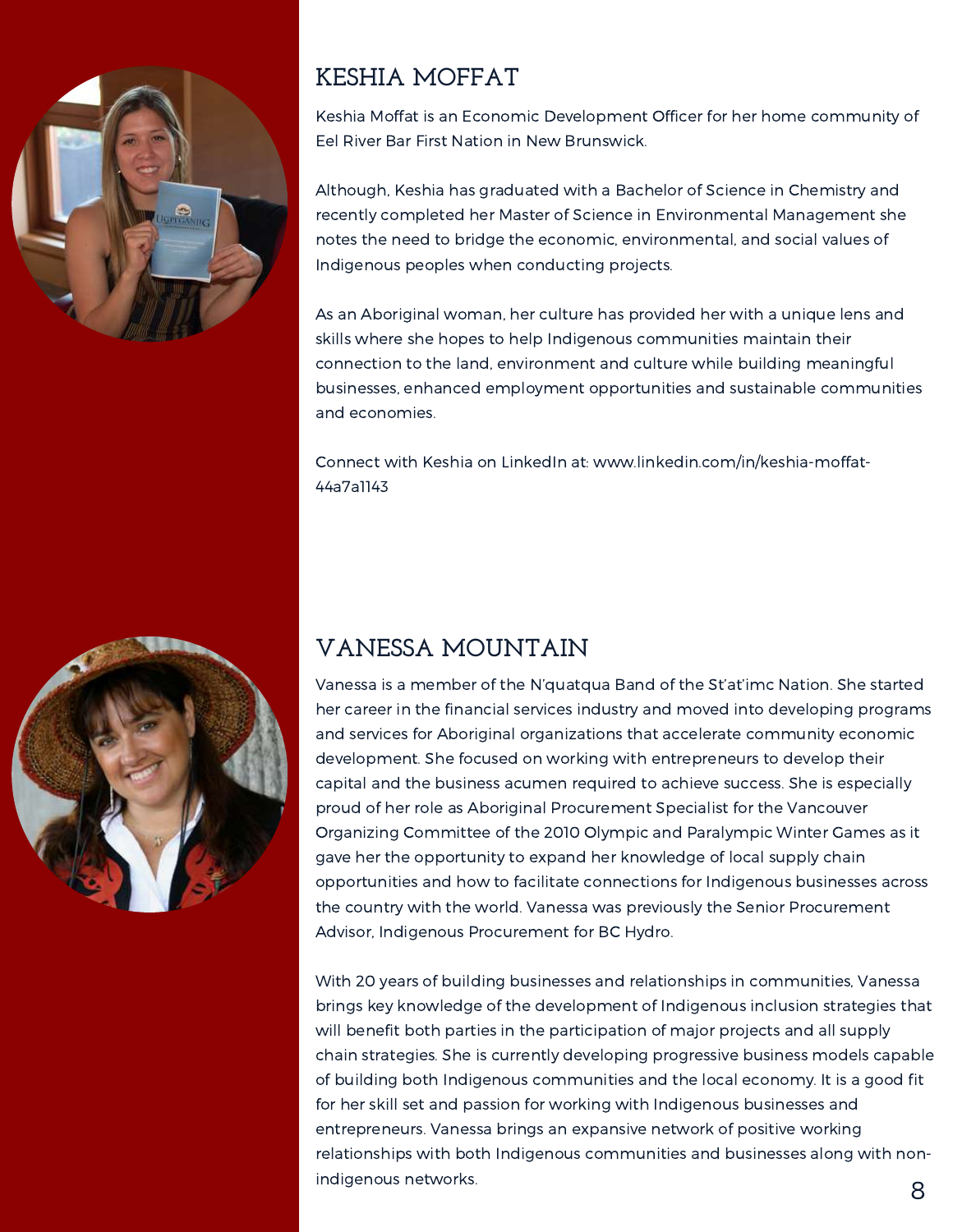## KESHIA MOFFAT

Keshia Moffat is an Economic Development Officer for her home community of Eel River Bar First Nation in New Brunswick.

Although, Keshia has graduated with a Bachelor of Science in Chemistry and recently completed her Master of Science in Environmental Management she notes the need to bridge the economic, environmental, and social values of Indigenous peoples when conducting projects.

As an Aboriginal woman, her culture has provided her with a unique lens and skills where she hopes to help Indigenous communities maintain their connection to the land, environment and culture while building meaningful businesses, enhanced employment opportunities and sustainable communities and economies.

Connect with Keshia on LinkedIn at: www.linkedin.com/in/keshia-moffat-44a7a1143

## VANESSA MOUNTAIN

Vanessa is a member of the N'quatqua Band of the St'at'imc Nation. She started her career in the financial services industry and moved into developing programs and services for Aboriginal organizations that accelerate community economic development. She focused on working with entrepreneurs to develop their capital and the business acumen required to achieve success. She is especially proud of her role as Aboriginal Procurement Specialist for the Vancouver Organizing Committee of the 2010 Olympic and Paralympic Winter Games as it gave her the opportunity to expand her knowledge of local supply chain opportunities and how to facilitate connections for Indigenous businesses across the country with the world. Vanessa was previously the Senior Procurement Advisor, Indigenous Procurement for BC Hydro.

With 20 years of building businesses and relationships in communities, Vanessa brings key knowledge of the development of Indigenous inclusion strategies that will benefit both parties in the participation of major projects and all supply chain strategies. She is currently developing progressive business models capable of building both Indigenous communities and the local economy. It is a good fit for her skill set and passion for working with Indigenous businesses and entrepreneurs. Vanessa brings an expansive network of positive working relationships with both Indigenous communities and businesses along with non-indigenous networks.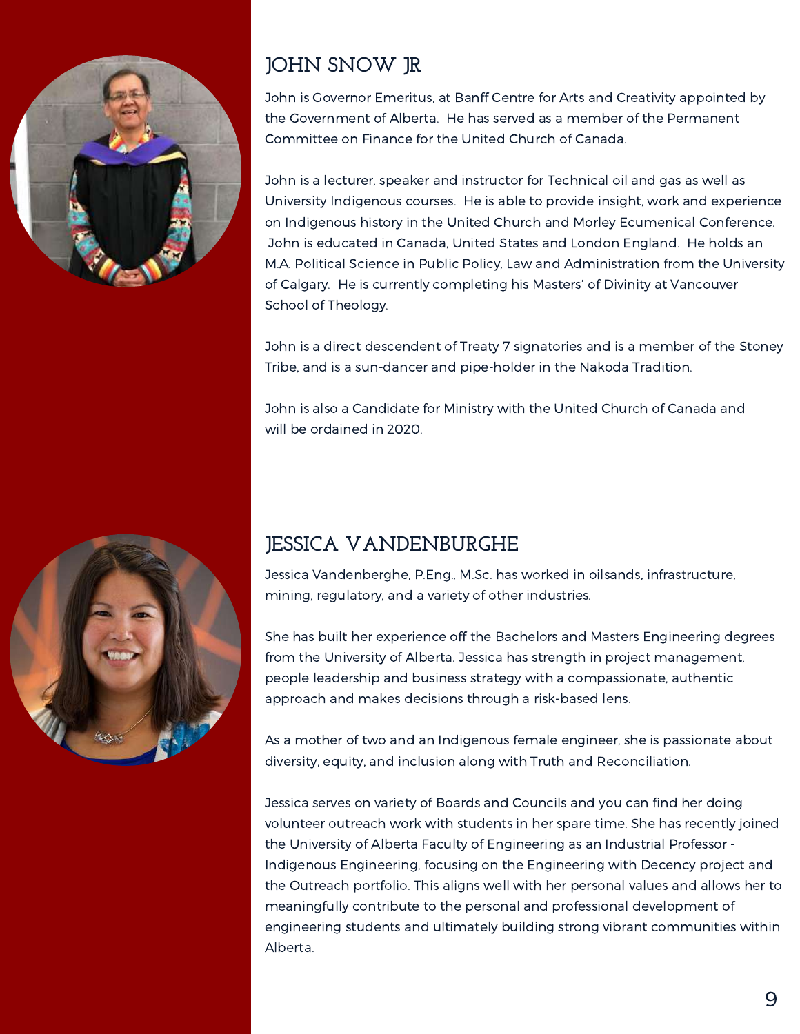## JOHN SNOW JR

John is Governor Emeritus, at Banff Centre for Arts and Creativity appointed by the Government of Alberta. He has served as a member of the Permanent Committee on Finance for the United Church of Canada.

John is a lecturer, speaker and instructor for Technical oil and gas as well as University Indigenous courses. He is able to provide insight, work and experience on Indigenous history in the United Church and Morley Ecumenical Conference. John is educated in Canada, United States and London England. He holds an M.A. Political Science in Public Policy, Law and Administration from the University of Calgary. He is currently completing his Masters' of Divinity at Vancouver School of Theology.

John is a direct descendent of Treaty 7 signatories and is a member of the Stoney Tribe, and is a sun-dancer and pipe-holder in the Nakoda Tradition.

John is also a Candidate for Ministry with the United Church of Canada and will be ordained in 2020.

## JESSICA VANDENBURGHE

Jessica Vandenberghe, P.Eng., M.Sc. has worked in oilsands, infrastructure, mining, regulatory, and a variety of other industries.

She has built her experience off the Bachelors and Masters Engineering degrees from the University of Alberta. Jessica has strength in project management, people leadership and business strategy with a compassionate, authentic approach and makes decisions through a risk-based lens.

As a mother of two and an Indigenous female engineer, she is passionate about diversity, equity, and inclusion along with Truth and Reconciliation.

Jessica serves on variety of Boards and Councils and you can find her doing volunteer outreach work with students in her spare time. She has recently joined the University of Alberta Faculty of Engineering as an Industrial Professor - Indigenous Engineering, focusing on the Engineering with Decency project and the Outreach portfolio. This aligns well with her personal values and allows her to meaningfully contribute to the personal and professional development of engineering students and ultimately building strong vibrant communities within Alberta.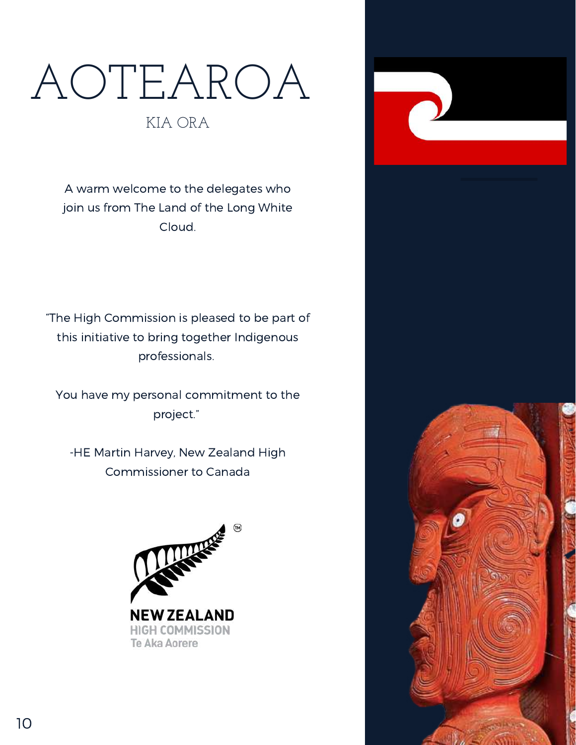# AOTEAROA

## KIA ORA

A warm welcome to the delegates who join us from The Land of the Long White Cloud.

"The High Commission is pleased to be part of this initiative to bring together Indigenous professionals.

You have my personal commitment to the project."

-HE Martin Harvey, New Zealand High Commissioner to Canada

NEW ZEALAND
HIGH COMMISSION
Te Aka Aorere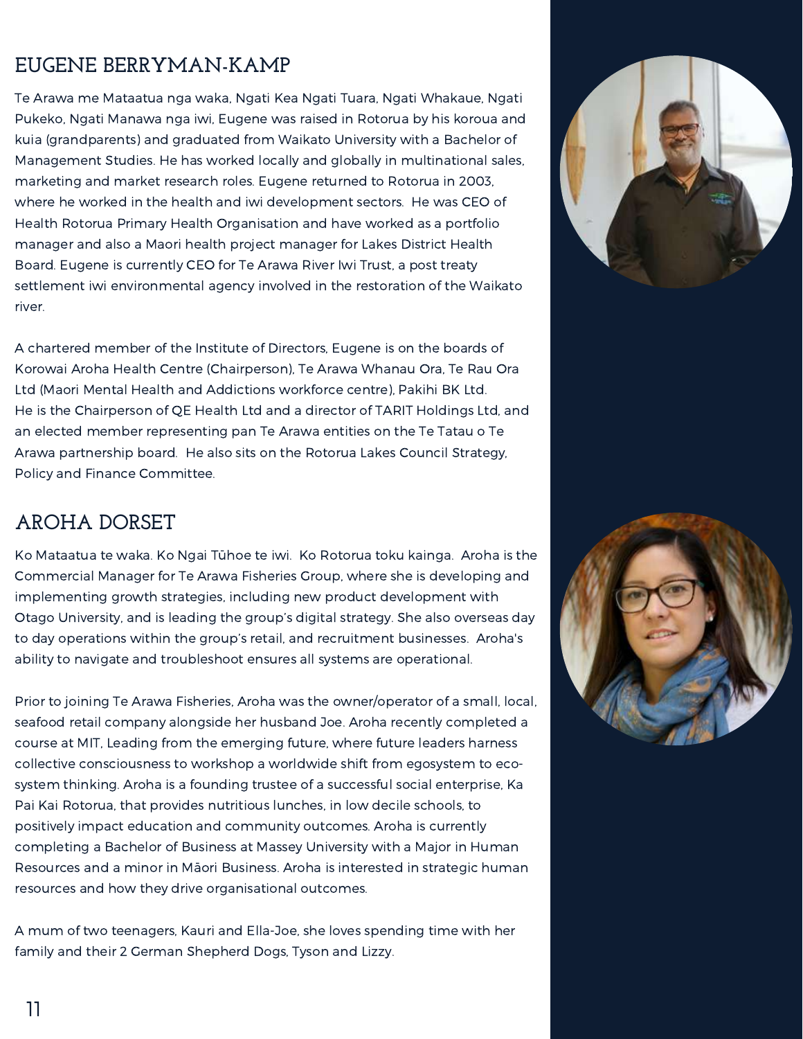## EUGENE BERRYMAN-KAMP

Te Arawa me Mataatua nga waka, Ngati Kea Ngati Tuara, Ngati Whakaue, Ngati Pukeko, Ngati Manawa nga iwi, Eugene was raised in Rotorua by his koroua and kuia (grandparents) and graduated from Waikato University with a Bachelor of Management Studies. He has worked locally and globally in multinational sales, marketing and market research roles. Eugene returned to Rotorua in 2003, where he worked in the health and iwi development sectors. He was CEO of Health Rotorua Primary Health Organisation and have worked as a portfolio manager and also a Maori health project manager for Lakes District Health Board. Eugene is currently CEO for Te Arawa River Iwi Trust, a post treaty settlement iwi environmental agency involved in the restoration of the Waikato river.

A chartered member of the Institute of Directors, Eugene is on the boards of Korowai Aroha Health Centre (Chairperson), Te Arawa Whanau Ora, Te Rau Ora Ltd (Maori Mental Health and Addictions workforce centre), Pakihi BK Ltd. He is the Chairperson of QE Health Ltd and a director of TARIT Holdings Ltd, and an elected member representing pan Te Arawa entities on the Te Tatau o Te Arawa partnership board. He also sits on the Rotorua Lakes Council Strategy, Policy and Finance Committee.

## AROHA DORSET

Ko Mataatua te waka. Ko Ngai Tūhoe te iwi. Ko Rotorua toku kainga. Aroha is the Commercial Manager for Te Arawa Fisheries Group, where she is developing and implementing growth strategies, including new product development with Otago University, and is leading the group's digital strategy. She also overseas day to day operations within the group's retail, and recruitment businesses. Aroha's ability to navigate and troubleshoot ensures all systems are operational.

Prior to joining Te Arawa Fisheries, Aroha was the owner/operator of a small, local, seafood retail company alongside her husband Joe. Aroha recently completed a course at MIT, Leading from the emerging future, where future leaders harness collective consciousness to workshop a worldwide shift from egosystem to eco-system thinking. Aroha is a founding trustee of a successful social enterprise, Ka Pai Kai Rotorua, that provides nutritious lunches, in low decile schools, to positively impact education and community outcomes. Aroha is currently completing a Bachelor of Business at Massey University with a Major in Human Resources and a minor in Māori Business. Aroha is interested in strategic human resources and how they drive organisational outcomes.

A mum of two teenagers, Kauri and Ella-Joe, she loves spending time with her family and their 2 German Shepherd Dogs, Tyson and Lizzy.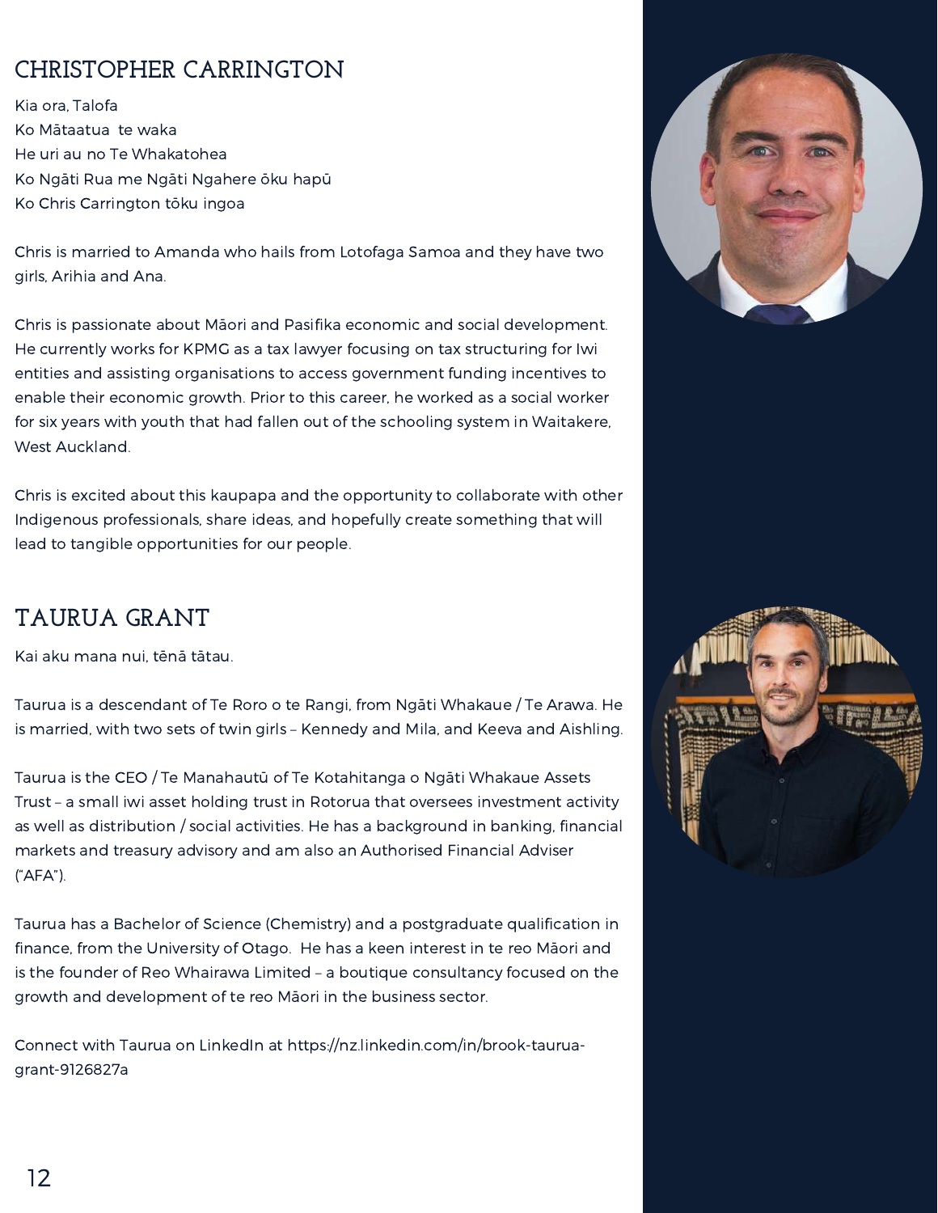## CHRISTOPHER CARRINGTON

Kia ora, Talofa
Ko Mātaatua te waka
He uri au no Te Whakatohea
Ko Ngāti Rua me Ngāti Ngahere ōku hapū
Ko Chris Carrington tōku ingoa

Chris is married to Amanda who hails from Lotofaga Samoa and they have two girls, Arihia and Ana.

Chris is passionate about Māori and Pasifika economic and social development. He currently works for KPMG as a tax lawyer focusing on tax structuring for Iwi entities and assisting organisations to access government funding incentives to enable their economic growth. Prior to this career, he worked as a social worker for six years with youth that had fallen out of the schooling system in Waitakere, West Auckland.

Chris is excited about this kaupapa and the opportunity to collaborate with other Indigenous professionals, share ideas, and hopefully create something that will lead to tangible opportunities for our people.

## TAURUA GRANT

Kai aku mana nui, tēnā tātau.

Taurua is a descendant of Te Roro o te Rangi, from Ngāti Whakaue / Te Arawa. He is married, with two sets of twin girls – Kennedy and Mila, and Keeva and Aishling.

Taurua is the CEO / Te Manahautū of Te Kotahitanga o Ngāti Whakaue Assets Trust – a small iwi asset holding trust in Rotorua that oversees investment activity as well as distribution / social activities. He has a background in banking, financial markets and treasury advisory and am also an Authorised Financial Adviser ("AFA").

Taurua has a Bachelor of Science (Chemistry) and a postgraduate qualification in finance, from the University of Otago. He has a keen interest in te reo Māori and is the founder of Reo Whairawa Limited – a boutique consultancy focused on the growth and development of te reo Māori in the business sector.

Connect with Taurua on LinkedIn at https://nz.linkedin.com/in/brook-taurua-grant-9126827a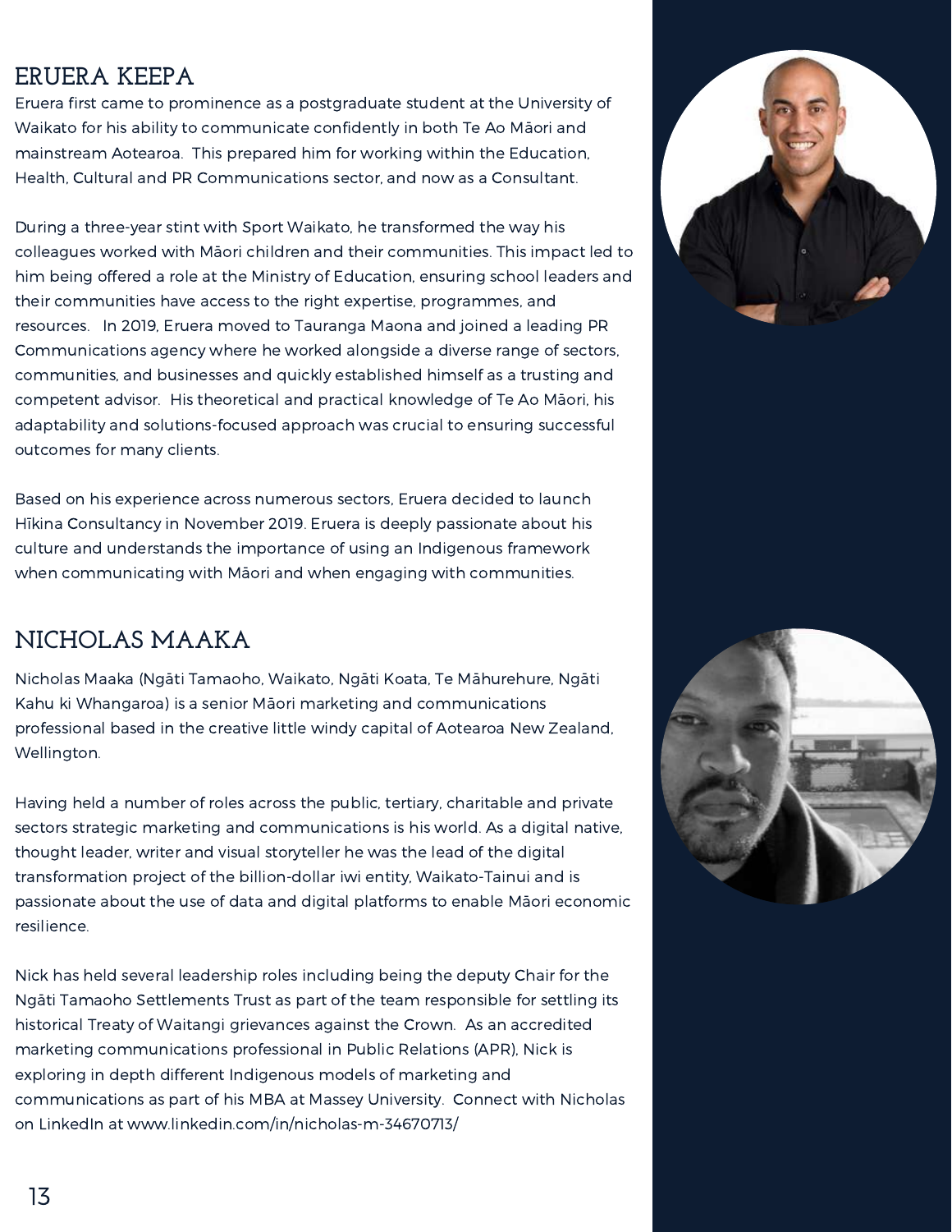## ERUERA KEEPA

Eruera first came to prominence as a postgraduate student at the University of Waikato for his ability to communicate confidently in both Te Ao Māori and mainstream Aotearoa. This prepared him for working within the Education, Health, Cultural and PR Communications sector, and now as a Consultant.

During a three-year stint with Sport Waikato, he transformed the way his colleagues worked with Māori children and their communities. This impact led to him being offered a role at the Ministry of Education, ensuring school leaders and their communities have access to the right expertise, programmes, and resources. In 2019, Eruera moved to Tauranga Maona and joined a leading PR Communications agency where he worked alongside a diverse range of sectors, communities, and businesses and quickly established himself as a trusting and competent advisor. His theoretical and practical knowledge of Te Ao Māori, his adaptability and solutions-focused approach was crucial to ensuring successful outcomes for many clients.

Based on his experience across numerous sectors, Eruera decided to launch Hīkina Consultancy in November 2019. Eruera is deeply passionate about his culture and understands the importance of using an Indigenous framework when communicating with Māori and when engaging with communities.

## NICHOLAS MAAKA

Nicholas Maaka (Ngāti Tamaoho, Waikato, Ngāti Koata, Te Māhurehure, Ngāti Kahu ki Whangaroa) is a senior Māori marketing and communications professional based in the creative little windy capital of Aotearoa New Zealand, Wellington.

Having held a number of roles across the public, tertiary, charitable and private sectors strategic marketing and communications is his world. As a digital native, thought leader, writer and visual storyteller he was the lead of the digital transformation project of the billion-dollar iwi entity, Waikato-Tainui and is passionate about the use of data and digital platforms to enable Māori economic resilience.

Nick has held several leadership roles including being the deputy Chair for the Ngāti Tamaoho Settlements Trust as part of the team responsible for settling its historical Treaty of Waitangi grievances against the Crown. As an accredited marketing communications professional in Public Relations (APR), Nick is exploring in depth different Indigenous models of marketing and communications as part of his MBA at Massey University. Connect with Nicholas on LinkedIn at www.linkedin.com/in/nicholas-m-34670713/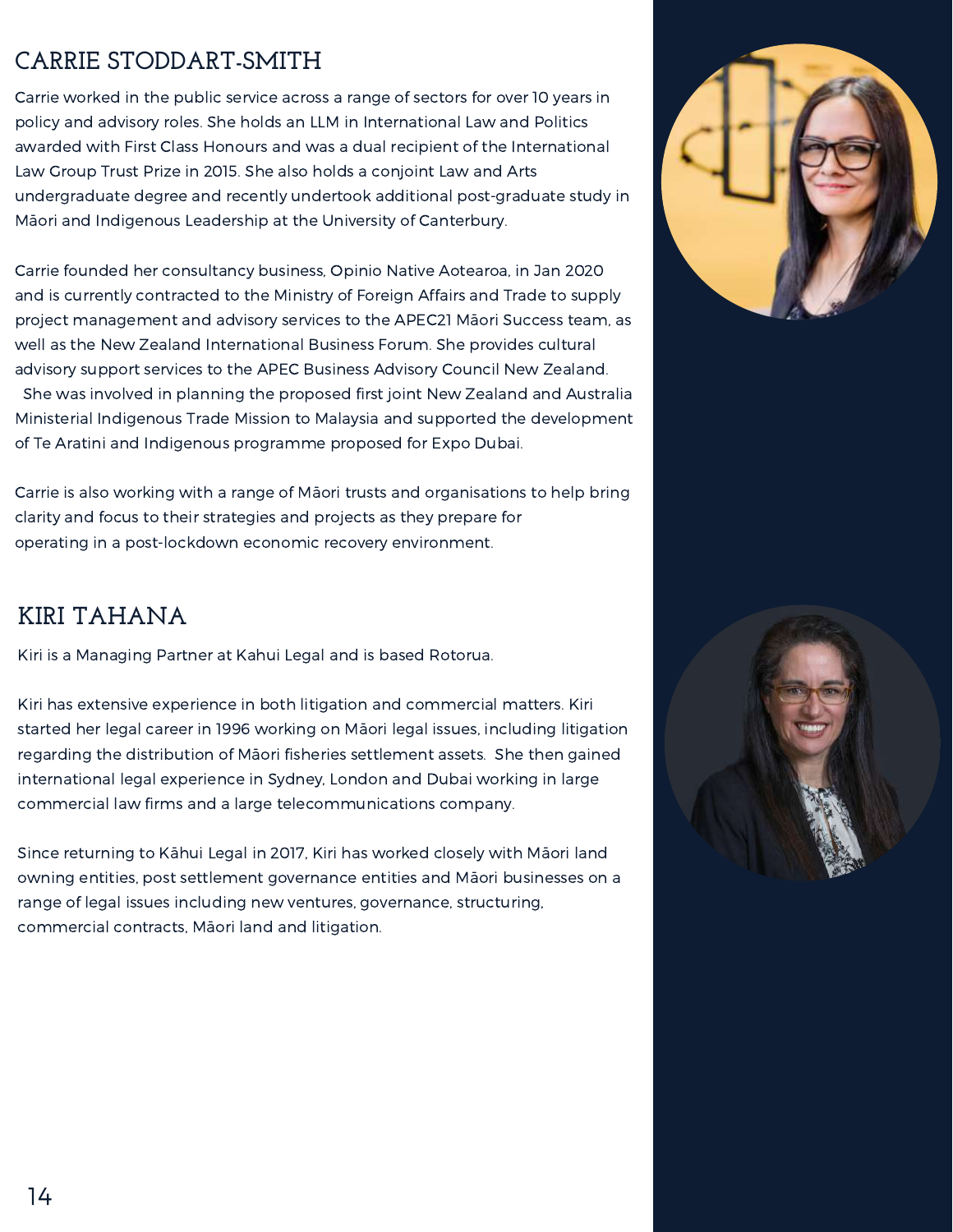## CARRIE STODDART-SMITH

Carrie worked in the public service across a range of sectors for over 10 years in policy and advisory roles. She holds an LLM in International Law and Politics awarded with First Class Honours and was a dual recipient of the International Law Group Trust Prize in 2015. She also holds a conjoint Law and Arts undergraduate degree and recently undertook additional post-graduate study in Māori and Indigenous Leadership at the University of Canterbury.

Carrie founded her consultancy business, Opinio Native Aotearoa, in Jan 2020 and is currently contracted to the Ministry of Foreign Affairs and Trade to supply project management and advisory services to the APEC21 Māori Success team, as well as the New Zealand International Business Forum. She provides cultural advisory support services to the APEC Business Advisory Council New Zealand. She was involved in planning the proposed first joint New Zealand and Australia Ministerial Indigenous Trade Mission to Malaysia and supported the development of Te Aratini and Indigenous programme proposed for Expo Dubai.

Carrie is also working with a range of Māori trusts and organisations to help bring clarity and focus to their strategies and projects as they prepare for operating in a post-lockdown economic recovery environment.

## KIRI TAHANA

Kiri is a Managing Partner at Kahui Legal and is based Rotorua.

Kiri has extensive experience in both litigation and commercial matters. Kiri started her legal career in 1996 working on Māori legal issues, including litigation regarding the distribution of Māori fisheries settlement assets. She then gained international legal experience in Sydney, London and Dubai working in large commercial law firms and a large telecommunications company.

Since returning to Kāhui Legal in 2017, Kiri has worked closely with Māori land owning entities, post settlement governance entities and Māori businesses on a range of legal issues including new ventures, governance, structuring, commercial contracts, Māori land and litigation.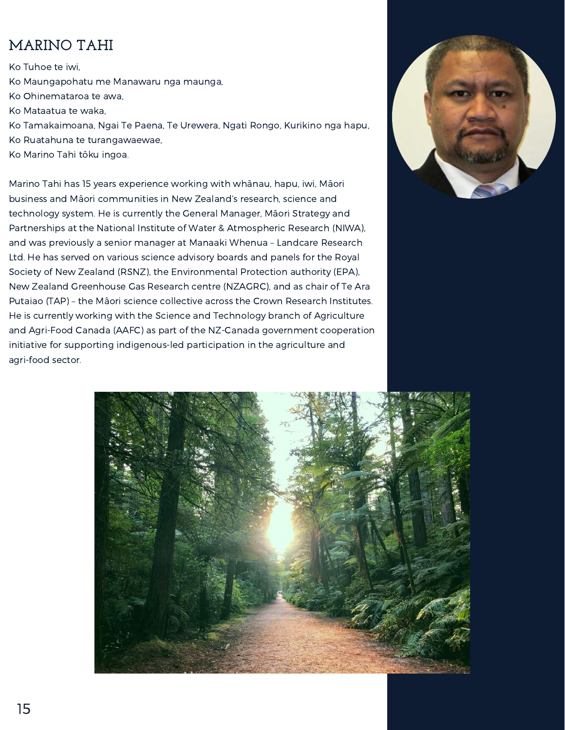## MARINO TAHI

Ko Tuhoe te iwi,
Ko Maungapohatu me Manawaru nga maunga,
Ko Ohinemataroa te awa,
Ko Mataatua te waka,
Ko Tamakaimoana, Ngai Te Paena, Te Urewera, Ngati Rongo, Kurikino nga hapu,
Ko Ruatahuna te turangawaewae,
Ko Marino Tahi tōku ingoa.

Marino Tahi has 15 years experience working with whānau, hapu, iwi, Māori business and Māori communities in New Zealand's research, science and technology system. He is currently the General Manager, Māori Strategy and Partnerships at the National Institute of Water & Atmospheric Research (NIWA), and was previously a senior manager at Manaaki Whenua – Landcare Research Ltd. He has served on various science advisory boards and panels for the Royal Society of New Zealand (RSNZ), the Environmental Protection authority (EPA), New Zealand Greenhouse Gas Research centre (NZAGRC), and as chair of Te Ara Putaiao (TAP) – the Māori science collective across the Crown Research Institutes. He is currently working with the Science and Technology branch of Agriculture and Agri-Food Canada (AAFC) as part of the NZ-Canada government cooperation initiative for supporting indigenous-led participation in the agriculture and agri-food sector.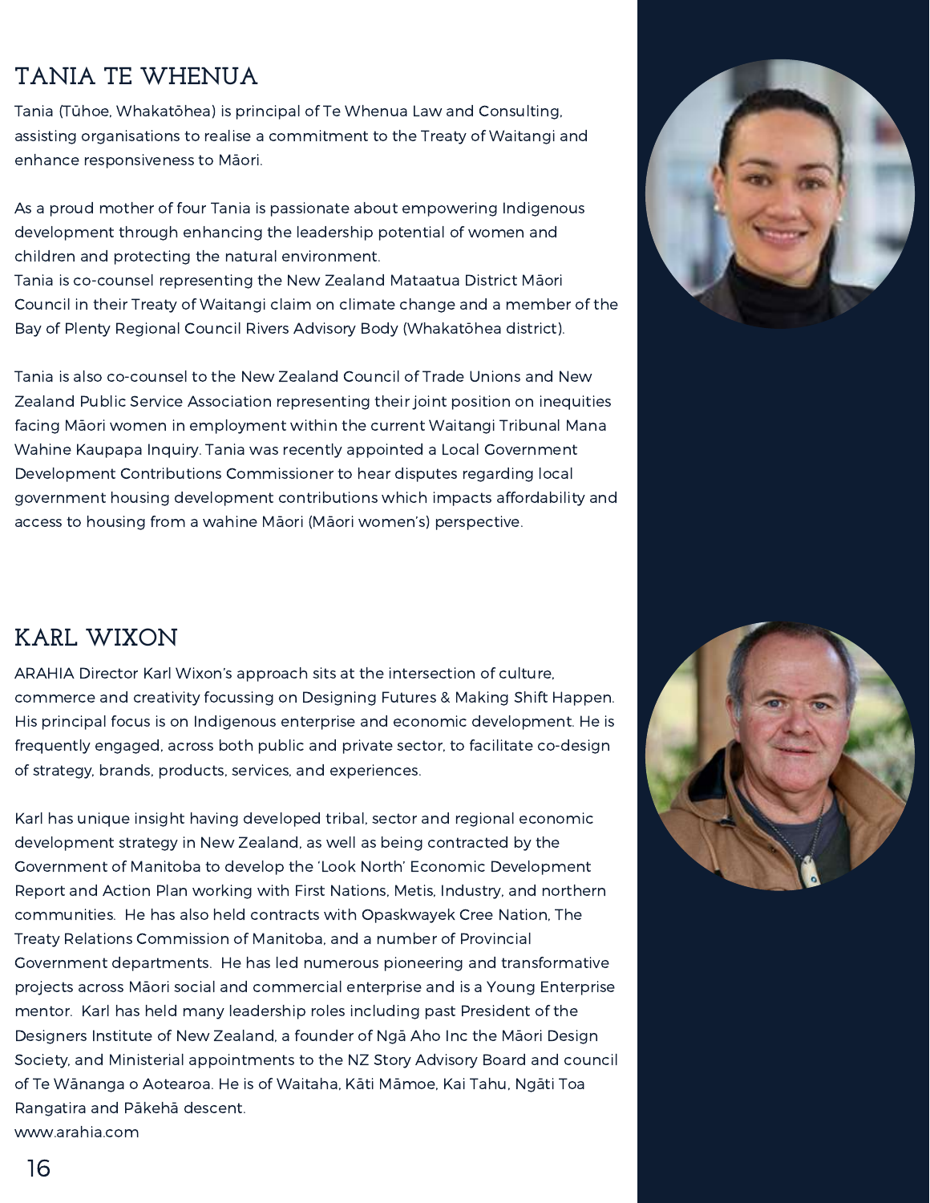## TANIA TE WHENUA

Tania (Tūhoe, Whakatōhea) is principal of Te Whenua Law and Consulting, assisting organisations to realise a commitment to the Treaty of Waitangi and enhance responsiveness to Māori.

As a proud mother of four Tania is passionate about empowering Indigenous development through enhancing the leadership potential of women and children and protecting the natural environment.
Tania is co-counsel representing the New Zealand Mataatua District Māori Council in their Treaty of Waitangi claim on climate change and a member of the Bay of Plenty Regional Council Rivers Advisory Body (Whakatōhea district).

Tania is also co-counsel to the New Zealand Council of Trade Unions and New Zealand Public Service Association representing their joint position on inequities facing Māori women in employment within the current Waitangi Tribunal Mana Wahine Kaupapa Inquiry. Tania was recently appointed a Local Government Development Contributions Commissioner to hear disputes regarding local government housing development contributions which impacts affordability and access to housing from a wahine Māori (Māori women's) perspective.

## KARL WIXON

ARAHIA Director Karl Wixon's approach sits at the intersection of culture, commerce and creativity focussing on Designing Futures & Making Shift Happen. His principal focus is on Indigenous enterprise and economic development. He is frequently engaged, across both public and private sector, to facilitate co-design of strategy, brands, products, services, and experiences.

Karl has unique insight having developed tribal, sector and regional economic development strategy in New Zealand, as well as being contracted by the Government of Manitoba to develop the 'Look North' Economic Development Report and Action Plan working with First Nations, Metis, Industry, and northern communities. He has also held contracts with Opaskwayek Cree Nation, The Treaty Relations Commission of Manitoba, and a number of Provincial Government departments. He has led numerous pioneering and transformative projects across Māori social and commercial enterprise and is a Young Enterprise mentor. Karl has held many leadership roles including past President of the Designers Institute of New Zealand, a founder of Ngā Aho Inc the Māori Design Society, and Ministerial appointments to the NZ Story Advisory Board and council of Te Wānanga o Aotearoa. He is of Waitaha, Kāti Māmoe, Kai Tahu, Ngāti Toa Rangatira and Pākehā descent.
www.arahia.com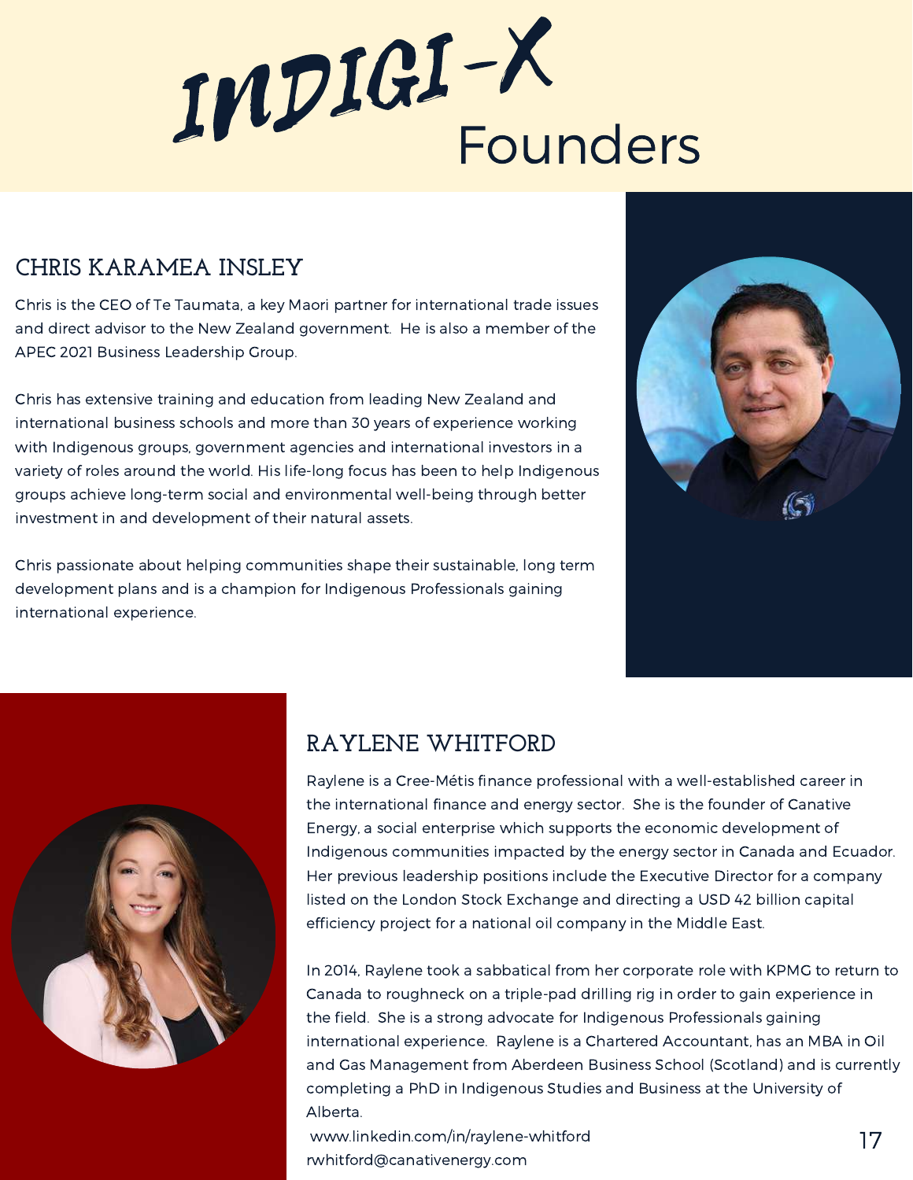# INDIGI-X Founders

## CHRIS KARAMEA INSLEY

Chris is the CEO of Te Taumata, a key Maori partner for international trade issues and direct advisor to the New Zealand government. He is also a member of the APEC 2021 Business Leadership Group.

Chris has extensive training and education from leading New Zealand and international business schools and more than 30 years of experience working with Indigenous groups, government agencies and international investors in a variety of roles around the world. His life-long focus has been to help Indigenous groups achieve long-term social and environmental well-being through better investment in and development of their natural assets.

Chris passionate about helping communities shape their sustainable, long term development plans and is a champion for Indigenous Professionals gaining international experience.

## RAYLENE WHITFORD

Raylene is a Cree-Métis finance professional with a well-established career in the international finance and energy sector. She is the founder of Canative Energy, a social enterprise which supports the economic development of Indigenous communities impacted by the energy sector in Canada and Ecuador. Her previous leadership positions include the Executive Director for a company listed on the London Stock Exchange and directing a USD 42 billion capital efficiency project for a national oil company in the Middle East.

In 2014, Raylene took a sabbatical from her corporate role with KPMG to return to Canada to roughneck on a triple-pad drilling rig in order to gain experience in the field. She is a strong advocate for Indigenous Professionals gaining international experience. Raylene is a Chartered Accountant, has an MBA in Oil and Gas Management from Aberdeen Business School (Scotland) and is currently completing a PhD in Indigenous Studies and Business at the University of Alberta.

www.linkedin.com/in/raylene-whitford
rwhitford@canativenergy.com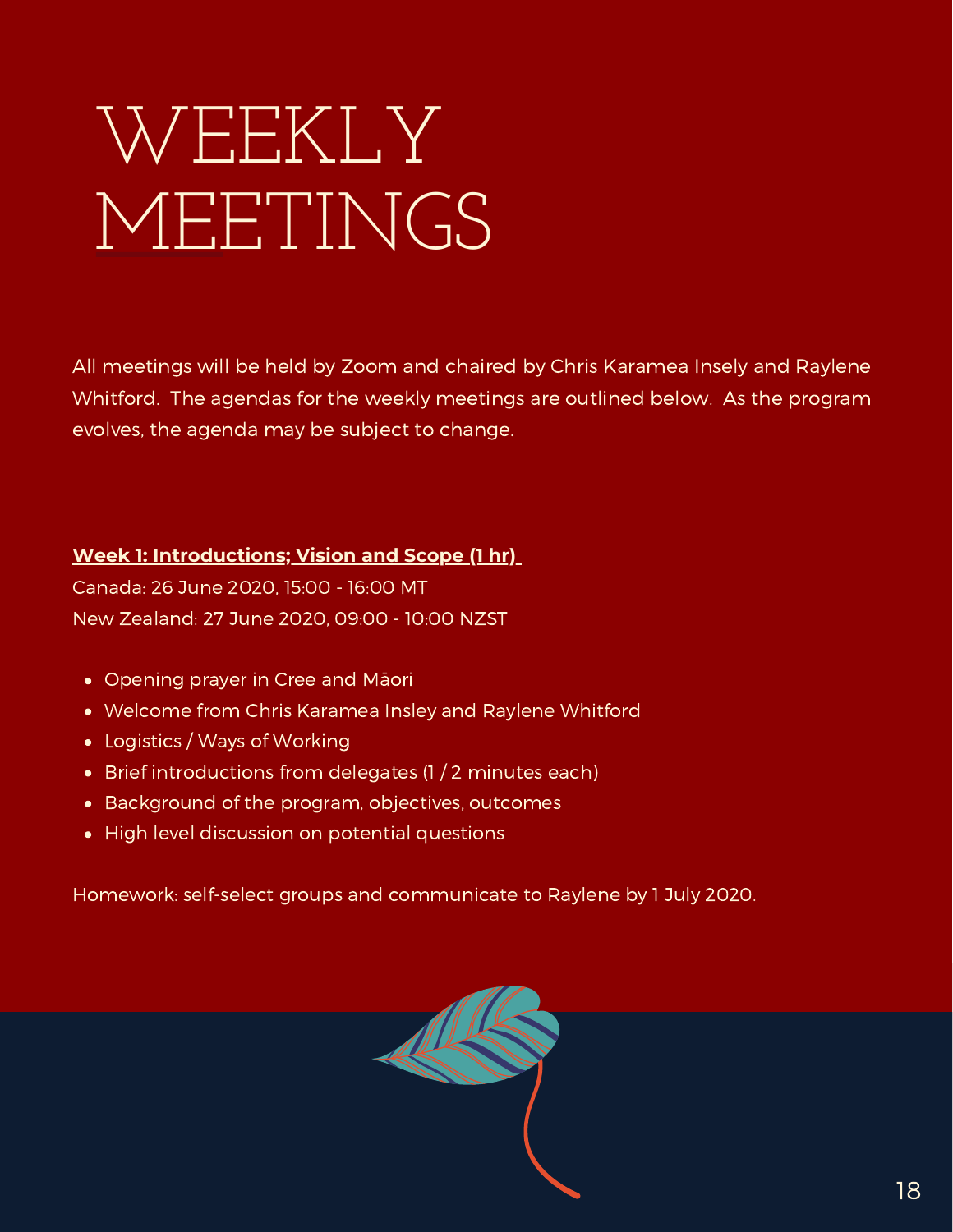# WEEKLY MEETINGS

All meetings will be held by Zoom and chaired by Chris Karamea Insely and Raylene Whitford. The agendas for the weekly meetings are outlined below. As the program evolves, the agenda may be subject to change.

**Week 1: Introductions; Vision and Scope (1 hr)**

Canada: 26 June 2020, 15:00 - 16:00 MT
New Zealand: 27 June 2020, 09:00 - 10:00 NZST

- Opening prayer in Cree and Māori
- Welcome from Chris Karamea Insley and Raylene Whitford
- Logistics / Ways of Working
- Brief introductions from delegates (1 / 2 minutes each)
- Background of the program, objectives, outcomes
- High level discussion on potential questions

Homework: self-select groups and communicate to Raylene by 1 July 2020.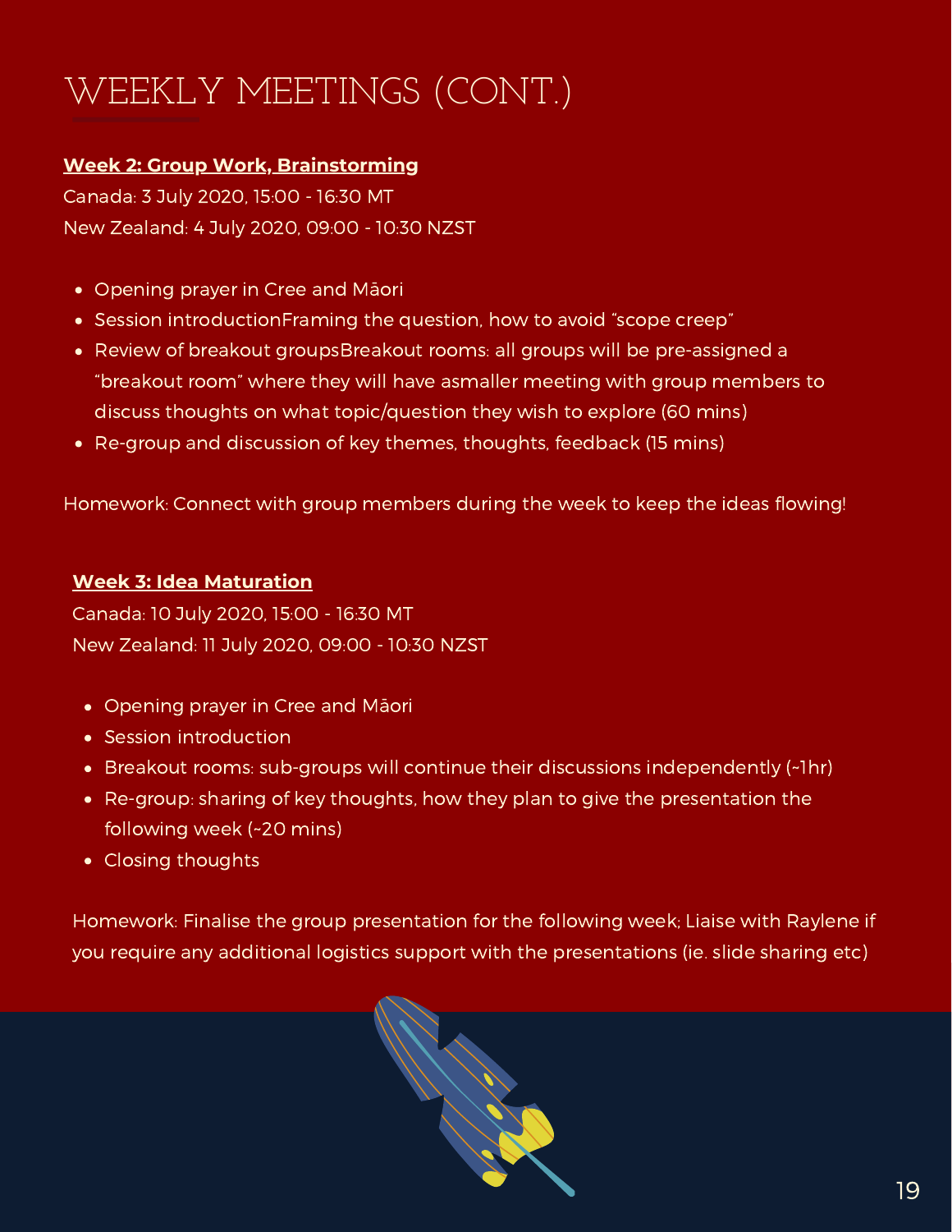# WEEKLY MEETINGS (CONT.)

**Week 2: Group Work, Brainstorming**

Canada: 3 July 2020, 15:00 - 16:30 MT
New Zealand: 4 July 2020, 09:00 - 10:30 NZST

- Opening prayer in Cree and Māori
- Session introductionFraming the question, how to avoid "scope creep"
- Review of breakout groupsBreakout rooms: all groups will be pre-assigned a "breakout room" where they will have asmaller meeting with group members to discuss thoughts on what topic/question they wish to explore (60 mins)
- Re-group and discussion of key themes, thoughts, feedback (15 mins)

Homework: Connect with group members during the week to keep the ideas flowing!

**Week 3: Idea Maturation**

Canada: 10 July 2020, 15:00 - 16:30 MT
New Zealand: 11 July 2020, 09:00 - 10:30 NZST

- Opening prayer in Cree and Māori
- Session introduction
- Breakout rooms: sub-groups will continue their discussions independently (~1hr)
- Re-group: sharing of key thoughts, how they plan to give the presentation the following week (~20 mins)
- Closing thoughts

Homework: Finalise the group presentation for the following week; Liaise with Raylene if you require any additional logistics support with the presentations (ie. slide sharing etc)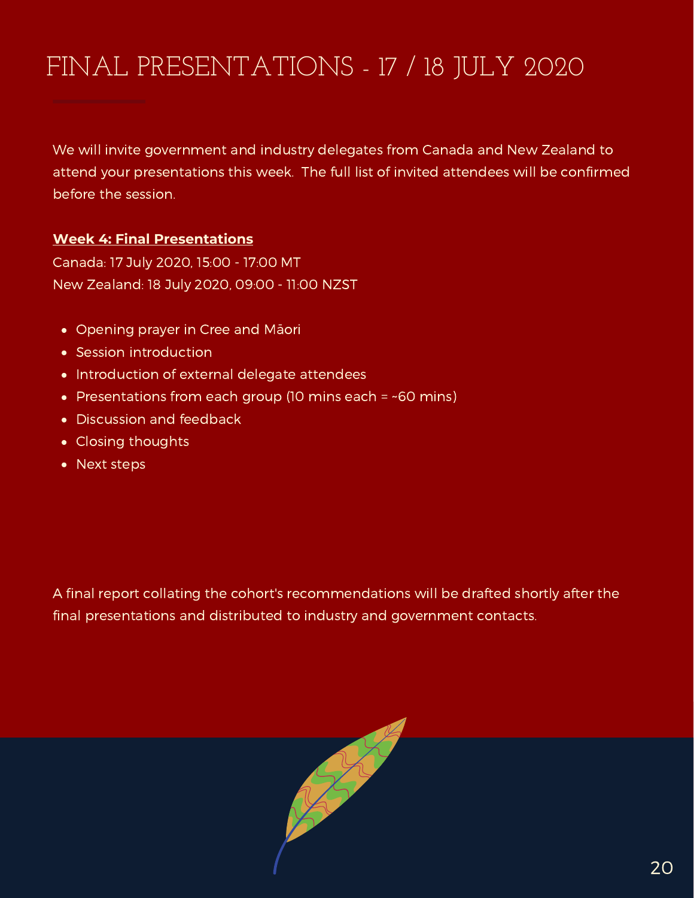# FINAL PRESENTATIONS - 17 / 18 JULY 2020

We will invite government and industry delegates from Canada and New Zealand to attend your presentations this week.  The full list of invited attendees will be confirmed before the session.

**Week 4: Final Presentations**

Canada: 17 July 2020, 15:00 - 17:00 MT
New Zealand: 18 July 2020, 09:00 - 11:00 NZST

- Opening prayer in Cree and Māori
- Session introduction
- Introduction of external delegate attendees
- Presentations from each group (10 mins each = ~60 mins)
- Discussion and feedback
- Closing thoughts
- Next steps

A final report collating the cohort's recommendations will be drafted shortly after the final presentations and distributed to industry and government contacts.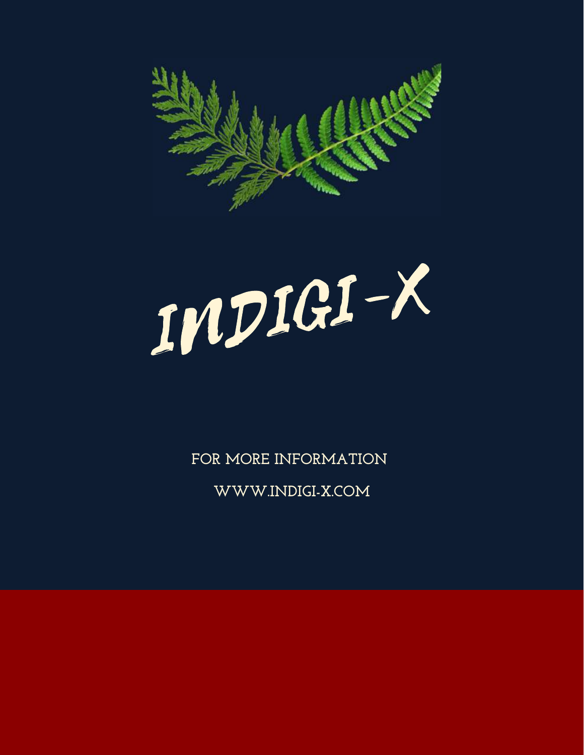# INDIGI-X

FOR MORE INFORMATION

WWW.INDIGI-X.COM